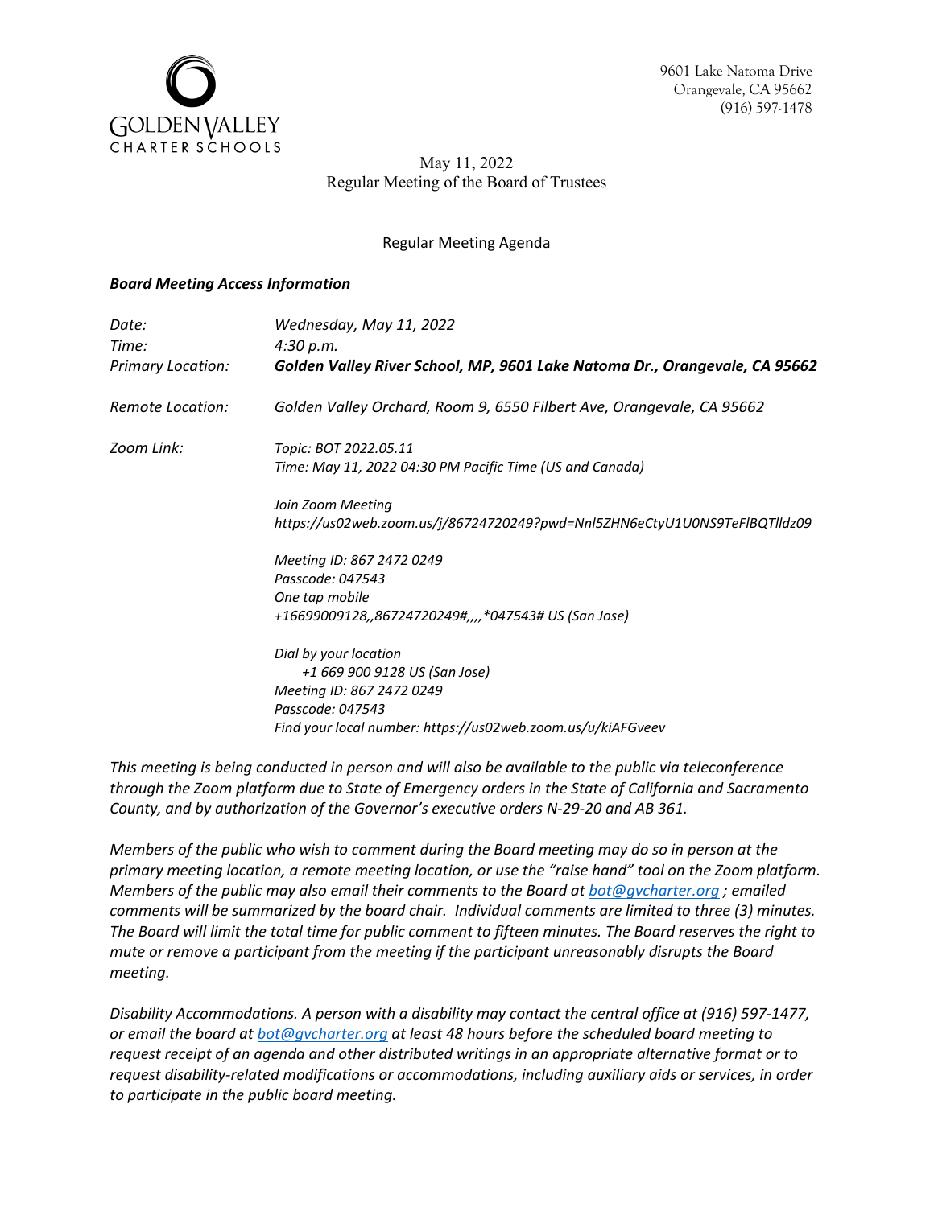GOLDEN VALLEY
CHARTER SCHOOLS

9601 Lake Natoma Drive
Orangevale, CA 95662
(916) 597-1478

May 11, 2022
Regular Meeting of the Board of Trustees

Regular Meeting Agenda

***Board Meeting Access Information***

| | |
|---|---|
| *Date:* | *Wednesday, May 11, 2022* |
| *Time:* | *4:30 p.m.* |
| *Primary Location:* | ***Golden Valley River School, MP, 9601 Lake Natoma Dr., Orangevale, CA 95662*** |
| *Remote Location:* | *Golden Valley Orchard, Room 9, 6550 Filbert Ave, Orangevale, CA 95662* |
| *Zoom Link:* | *Topic: BOT 2022.05.11*<br>*Time: May 11, 2022 04:30 PM Pacific Time (US and Canada)*<br><br>*Join Zoom Meeting*<br>*https://us02web.zoom.us/j/86724720249?pwd=Nnl5ZHN6eCtyU1U0NS9TeFlBQTlldz09*<br><br>*Meeting ID: 867 2472 0249*<br>*Passcode: 047543*<br>*One tap mobile*<br>*+16699009128,,86724720249#,,,,*047543# US (San Jose)*<br><br>*Dial by your location*<br>*+1 669 900 9128 US (San Jose)*<br>*Meeting ID: 867 2472 0249*<br>*Passcode: 047543*<br>*Find your local number: https://us02web.zoom.us/u/kiAFGveev* |

*This meeting is being conducted in person and will also be available to the public via teleconference through the Zoom platform due to State of Emergency orders in the State of California and Sacramento County, and by authorization of the Governor's executive orders N-29-20 and AB 361.*

*Members of the public who wish to comment during the Board meeting may do so in person at the primary meeting location, a remote meeting location, or use the "raise hand" tool on the Zoom platform. Members of the public may also email their comments to the Board at bot@gvcharter.org ; emailed comments will be summarized by the board chair. Individual comments are limited to three (3) minutes. The Board will limit the total time for public comment to fifteen minutes. The Board reserves the right to mute or remove a participant from the meeting if the participant unreasonably disrupts the Board meeting.*

*Disability Accommodations. A person with a disability may contact the central office at (916) 597-1477, or email the board at bot@gvcharter.org at least 48 hours before the scheduled board meeting to request receipt of an agenda and other distributed writings in an appropriate alternative format or to request disability-related modifications or accommodations, including auxiliary aids or services, in order to participate in the public board meeting.*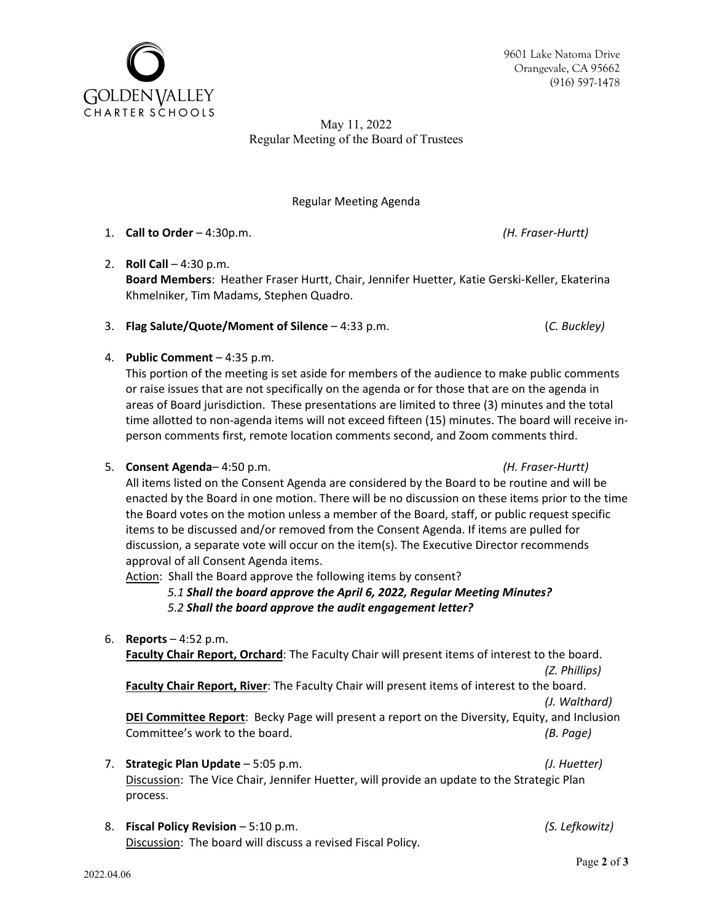9601 Lake Natoma Drive
Orangevale, CA 95662
(916) 597-1478

May 11, 2022
Regular Meeting of the Board of Trustees

Regular Meeting Agenda

1. **Call to Order** – 4:30p.m. *(H. Fraser-Hurtt)*

2. **Roll Call** – 4:30 p.m.
   **Board Members**: Heather Fraser Hurtt, Chair, Jennifer Huetter, Katie Gerski-Keller, Ekaterina Khmelniker, Tim Madams, Stephen Quadro.

3. **Flag Salute/Quote/Moment of Silence** – 4:33 p.m. (*C. Buckley)*

4. **Public Comment** – 4:35 p.m.
   This portion of the meeting is set aside for members of the audience to make public comments or raise issues that are not specifically on the agenda or for those that are on the agenda in areas of Board jurisdiction. These presentations are limited to three (3) minutes and the total time allotted to non-agenda items will not exceed fifteen (15) minutes. The board will receive in-person comments first, remote location comments second, and Zoom comments third.

5. **Consent Agenda**– 4:50 p.m. *(H. Fraser-Hurtt)*
   All items listed on the Consent Agenda are considered by the Board to be routine and will be enacted by the Board in one motion. There will be no discussion on these items prior to the time the Board votes on the motion unless a member of the Board, staff, or public request specific items to be discussed and/or removed from the Consent Agenda. If items are pulled for discussion, a separate vote will occur on the item(s). The Executive Director recommends approval of all Consent Agenda items.
   Action: Shall the Board approve the following items by consent?
   *5.1* ***Shall the board approve the April 6, 2022, Regular Meeting Minutes?***
   *5.2* ***Shall the board approve the audit engagement letter?***

6. **Reports** – 4:52 p.m.
   **Faculty Chair Report, Orchard**: The Faculty Chair will present items of interest to the board. *(Z. Phillips)*
   **Faculty Chair Report, River**: The Faculty Chair will present items of interest to the board. *(J. Walthard)*
   **DEI Committee Report**: Becky Page will present a report on the Diversity, Equity, and Inclusion Committee's work to the board. *(B. Page)*

7. **Strategic Plan Update** – 5:05 p.m. *(J. Huetter)*
   Discussion: The Vice Chair, Jennifer Huetter, will provide an update to the Strategic Plan process.

8. **Fiscal Policy Revision** – 5:10 p.m. *(S. Lefkowitz)*
   Discussion: The board will discuss a revised Fiscal Policy.

2022.04.06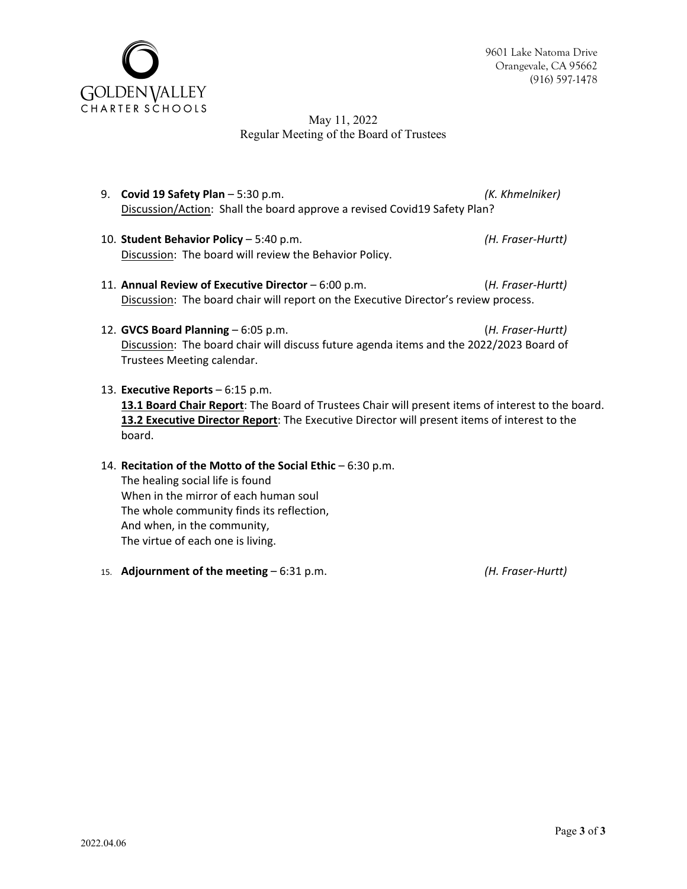GOLDEN VALLEY CHARTER SCHOOLS

9601 Lake Natoma Drive
Orangevale, CA 95662
(916) 597-1478

May 11, 2022
Regular Meeting of the Board of Trustees

9. **Covid 19 Safety Plan** – 5:30 p.m. *(K. Khmelniker)*
   Discussion/Action: Shall the board approve a revised Covid19 Safety Plan?

10. **Student Behavior Policy** – 5:40 p.m. *(H. Fraser-Hurtt)*
    Discussion: The board will review the Behavior Policy.

11. **Annual Review of Executive Director** – 6:00 p.m. *(H. Fraser-Hurtt)*
    Discussion: The board chair will report on the Executive Director's review process.

12. **GVCS Board Planning** – 6:05 p.m. *(H. Fraser-Hurtt)*
    Discussion: The board chair will discuss future agenda items and the 2022/2023 Board of Trustees Meeting calendar.

13. **Executive Reports** – 6:15 p.m.
    **13.1 Board Chair Report**: The Board of Trustees Chair will present items of interest to the board.
    **13.2 Executive Director Report**: The Executive Director will present items of interest to the board.

14. **Recitation of the Motto of the Social Ethic** – 6:30 p.m.
    The healing social life is found
    When in the mirror of each human soul
    The whole community finds its reflection,
    And when, in the community,
    The virtue of each one is living.

15. **Adjournment of the meeting** – 6:31 p.m. *(H. Fraser-Hurtt)*

2022.04.06